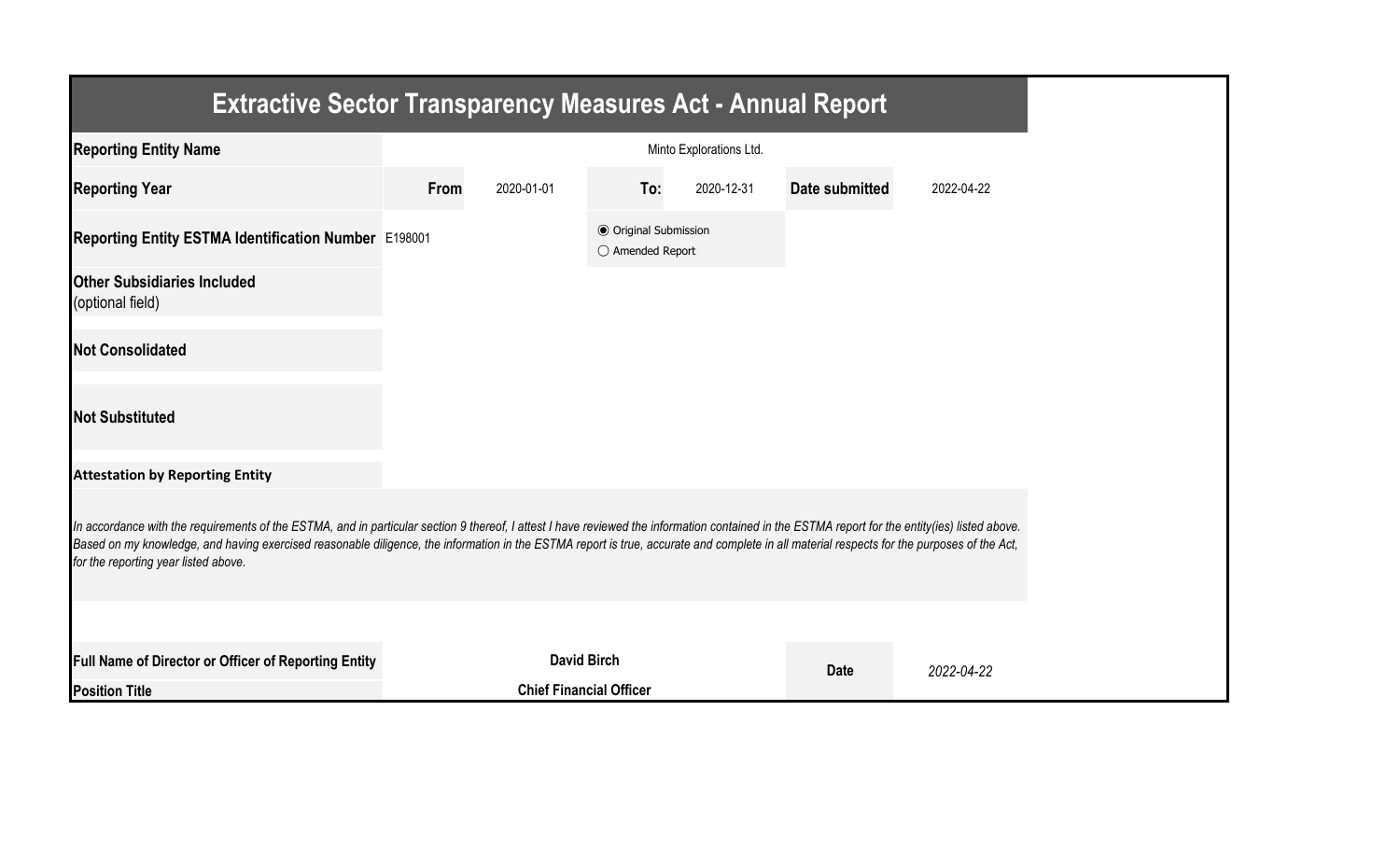# Extractive Sector Transparency Measures Act - Annual Report

| | | | | | | |
|---|---|---|---|---|---|---|
| **Reporting Entity Name** | Minto Explorations Ltd. | | | | | |
| **Reporting Year** | **From** | 2020-01-01 | **To:** | 2020-12-31 | **Date submitted** | 2022-04-22 |
| **Reporting Entity ESTMA Identification Number** | E198001 | | ◉ Original Submission<br>○ Amended Report | | | |
| **Other Subsidiaries Included** (optional field) | | | | | | |
| **Not Consolidated** | | | | | | |
| **Not Substituted** | | | | | | |

**Attestation by Reporting Entity**

*In accordance with the requirements of the ESTMA, and in particular section 9 thereof, I attest I have reviewed the information contained in the ESTMA report for the entity(ies) listed above. Based on my knowledge, and having exercised reasonable diligence, the information in the ESTMA report is true, accurate and complete in all material respects for the purposes of the Act, for the reporting year listed above.*

| | | | |
|---|---|---|---|
| **Full Name of Director or Officer of Reporting Entity** | **David Birch** | **Date** | *2022-04-22* |
| **Position Title** | **Chief Financial Officer** | | |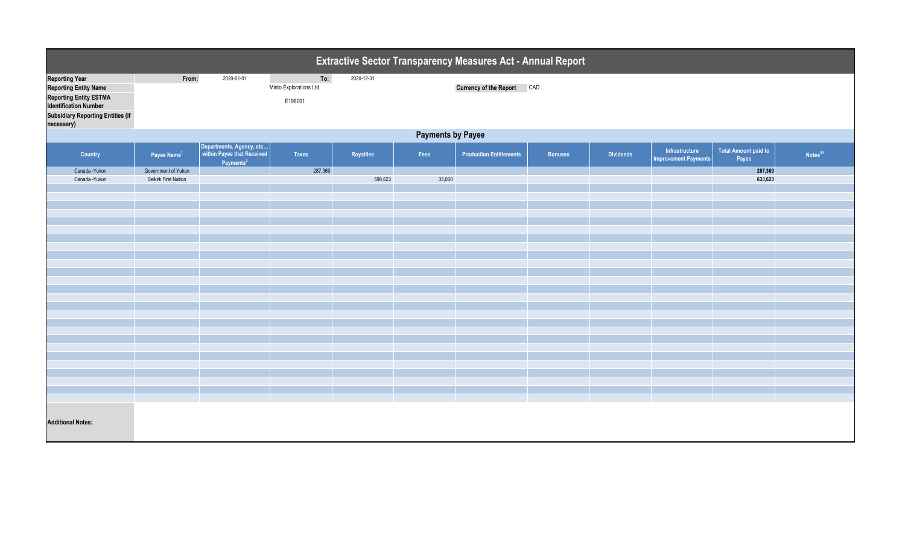# Extractive Sector Transparency Measures Act - Annual Report

| | | | | |
|---|---|---|---|---|
| **Reporting Year** | From: | 2020-01-01 | To: | 2020-12-31 |
| **Reporting Entity Name** | | Minto Explorations Ltd. | | |
| **Reporting Entity ESTMA Identification Number** | | E198001 | | |
| **Subsidiary Reporting Entities (if necessary)** | | | | |

**Currency of the Report** CAD

## Payments by Payee

| Country | Payee Name[1] | Departments, Agency, etc... within Payee that Received Payments[2] | Taxes | Royalties | Fees | Production Entitlements | Bonuses | Dividends | Infrastructure Improvement Payments | Total Amount paid to Payee | Notes[34] |
|---|---|---|---|---|---|---|---|---|---|---|---|
| Canada -Yukon | Government of Yukon | | 287,369 | | | | | | | **287,369** | |
| Canada -Yukon | Selkirk First Nation | | | 598,623 | 35,000 | | | | | **633,623** | |

**Additional Notes:**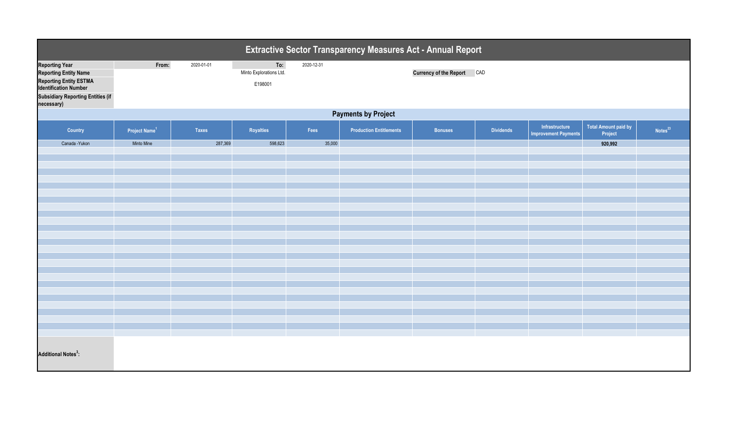# Extractive Sector Transparency Measures Act - Annual Report

| | | | | | |
|---|---|---|---|---|---|
| **Reporting Year** | **From:** | 2020-01-01 | **To:** | 2020-12-31 | |
| **Reporting Entity Name** | | | Minto Explorations Ltd. | **Currency of the Report** | CAD |
| **Reporting Entity ESTMA Identification Number** | | | E198001 | | |
| **Subsidiary Reporting Entities (if necessary)** | | | | | |

## Payments by Project

| Country | Project Name[1] | Taxes | Royalties | Fees | Production Entitlements | Bonuses | Dividends | Infrastructure Improvement Payments | Total Amount paid by Project | Notes[23] |
|---|---|---|---|---|---|---|---|---|---|---|
| Canada -Yukon | Minto Mine | 287,369 | 598,623 | 35,000 | | | | | **920,992** | |

**Additional Notes[3]:**